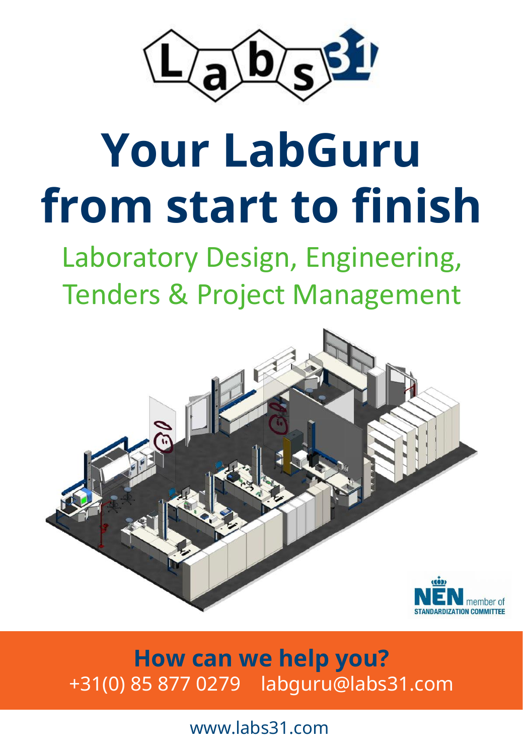Labs31

# Your LabGuru from start to finish

## Laboratory Design, Engineering, Tenders & Project Management

NEN member of STANDARDIZATION COMMITTEE

**How can we help you?**

+31(0) 85 877 0279 labguru@labs31.com

www.labs31.com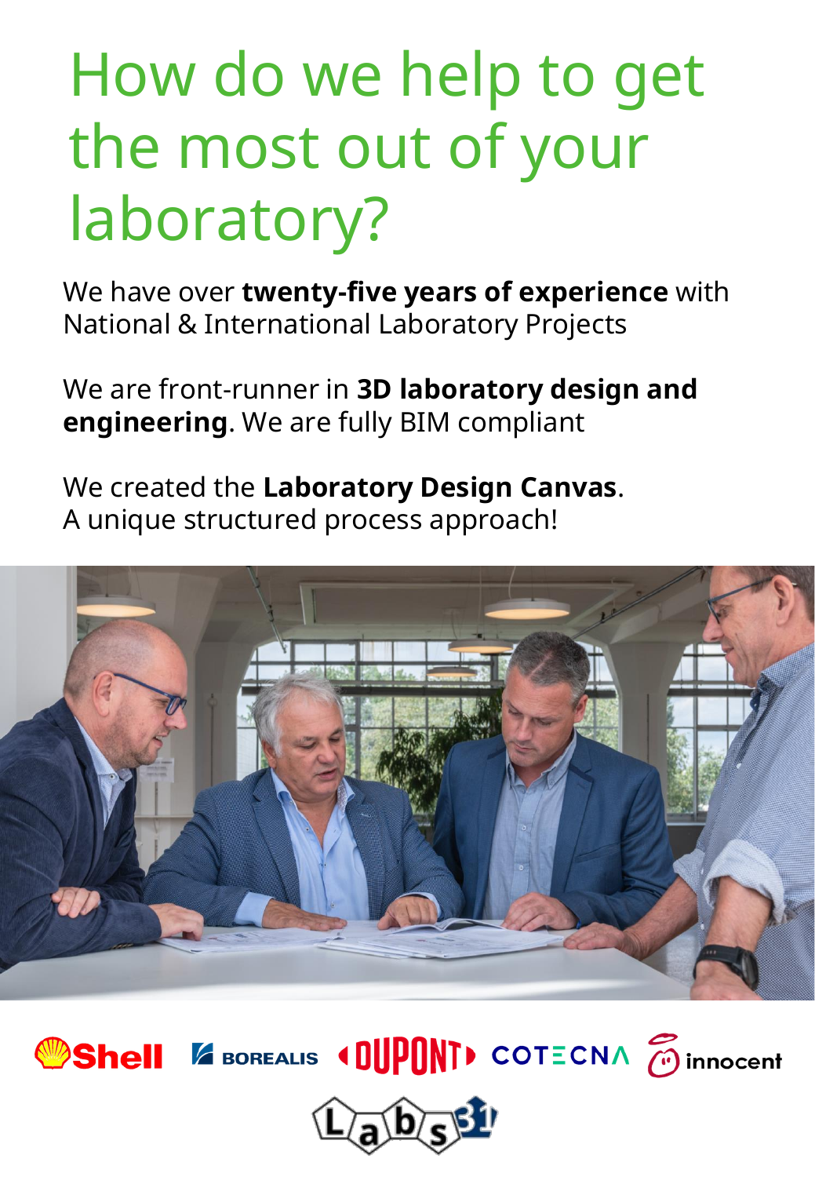# How do we help to get the most out of your laboratory?

We have over **twenty-five years of experience** with National & International Laboratory Projects

We are front-runner in **3D laboratory design and engineering**. We are fully BIM compliant

We created the **Laboratory Design Canvas**.
A unique structured process approach!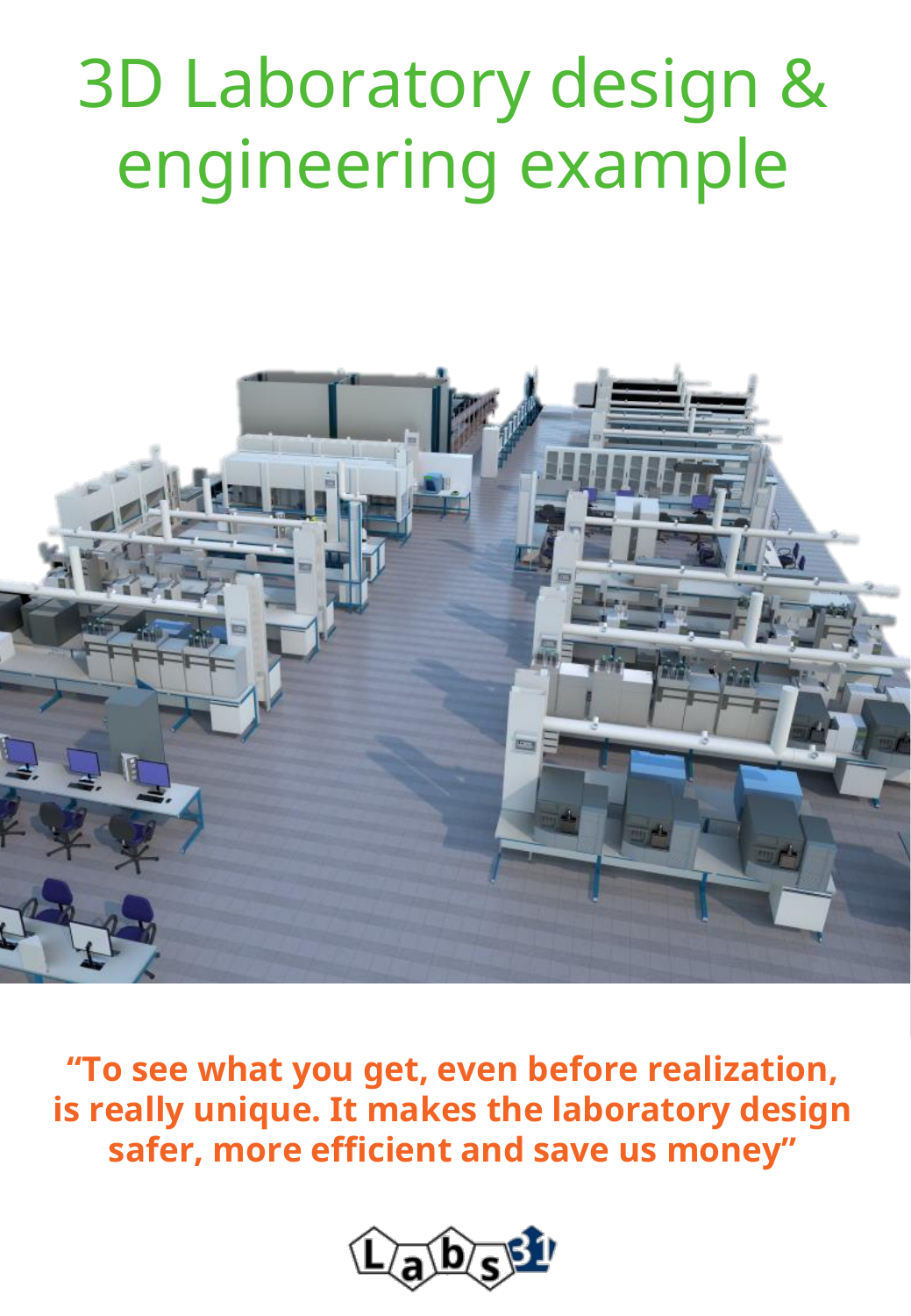# 3D Laboratory design & engineering example

**“To see what you get, even before realization, is really unique. It makes the laboratory design safer, more efficient and save us money”**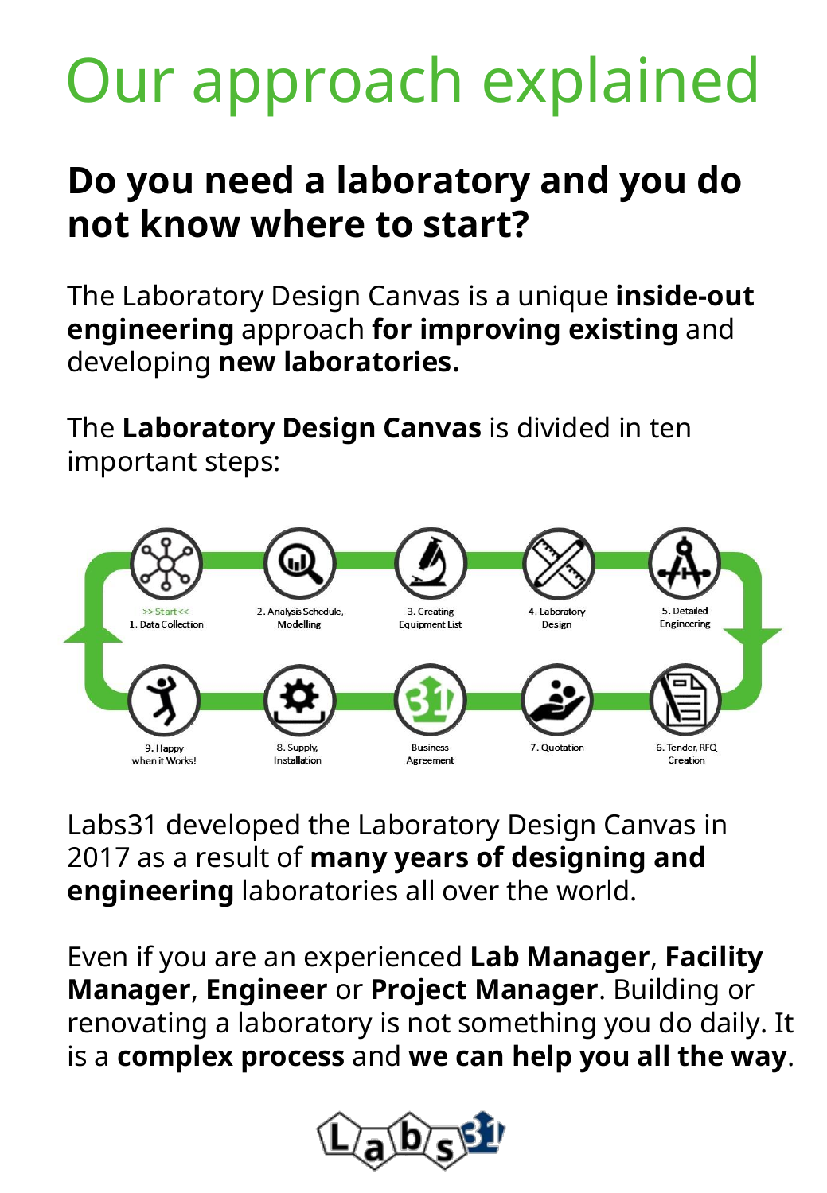# Our approach explained

## Do you need a laboratory and you do not know where to start?

The Laboratory Design Canvas is a unique **inside-out engineering** approach **for improving existing** and developing **new laboratories.**

The **Laboratory Design Canvas** is divided in ten important steps:

>> Start <<
1. Data Collection
2. Analysis Schedule, Modelling
3. Creating Equipment List
4. Laboratory Design
5. Detailed Engineering
6. Tender, RFQ Creation
7. Quotation
Business Agreement
8. Supply, Installation
9. Happy when it Works!

Labs31 developed the Laboratory Design Canvas in 2017 as a result of **many years of designing and engineering** laboratories all over the world.

Even if you are an experienced **Lab Manager**, **Facility Manager**, **Engineer** or **Project Manager**. Building or renovating a laboratory is not something you do daily. It is a **complex process** and **we can help you all the way**.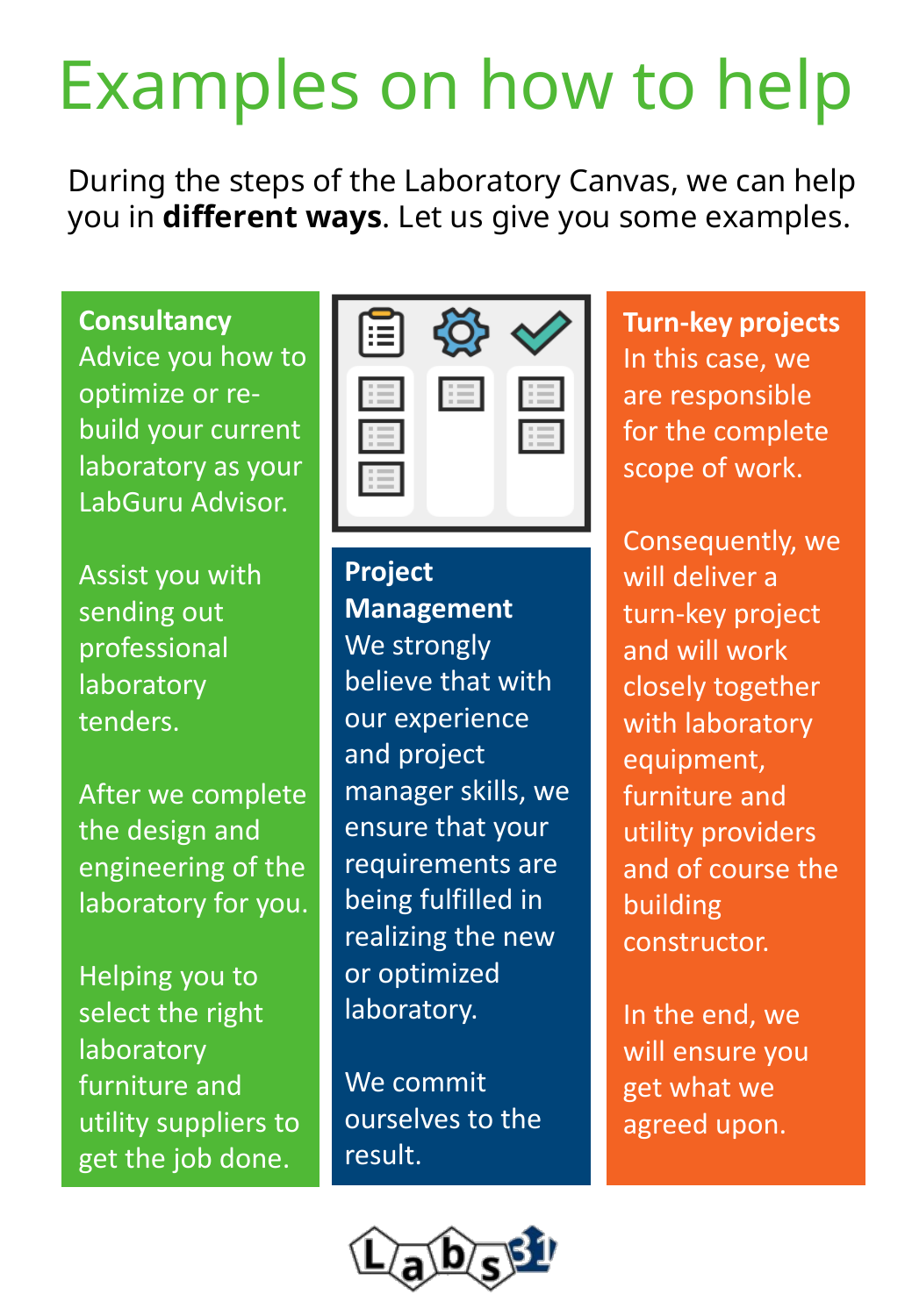# Examples on how to help

During the steps of the Laboratory Canvas, we can help you in **different ways**. Let us give you some examples.

**Consultancy**

Advice you how to optimize or re-build your current laboratory as your LabGuru Advisor.

Assist you with sending out professional laboratory tenders.

After we complete the design and engineering of the laboratory for you.

Helping you to select the right laboratory furniture and utility suppliers to get the job done.

**Project Management**

We strongly believe that with our experience and project manager skills, we ensure that your requirements are being fulfilled in realizing the new or optimized laboratory.

We commit ourselves to the result.

**Turn-key projects**

In this case, we are responsible for the complete scope of work.

Consequently, we will deliver a turn-key project and will work closely together with laboratory equipment, furniture and utility providers and of course the building constructor.

In the end, we will ensure you get what we agreed upon.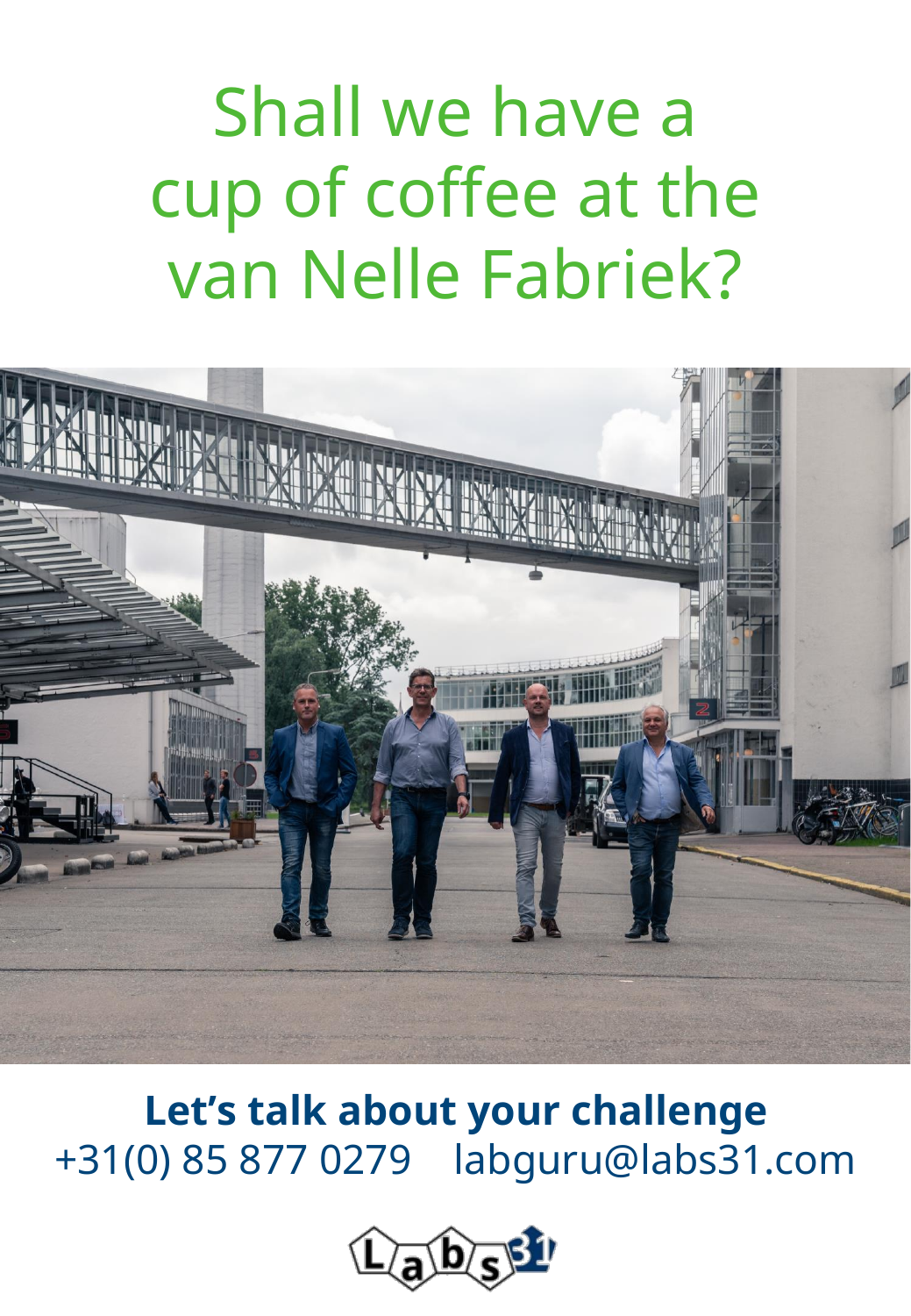# Shall we have a cup of coffee at the van Nelle Fabriek?

**Let's talk about your challenge**

+31(0) 85 877 0279 labguru@labs31.com